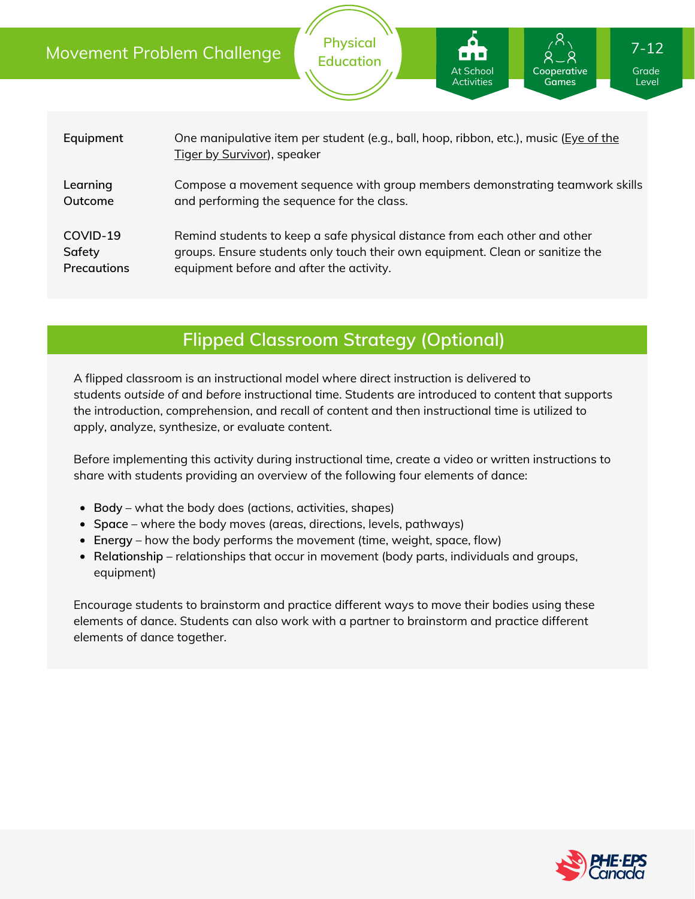# Movement Problem Challenge

Physical Education

At School Activities | Cooperative Games | 7-12 Grade Level

| | |
|---|---|
| **Equipment** | One manipulative item per student (e.g., ball, hoop, ribbon, etc.), music (Eye of the Tiger by Survivor), speaker |
| **Learning Outcome** | Compose a movement sequence with group members demonstrating teamwork skills and performing the sequence for the class. |
| **COVID-19 Safety Precautions** | Remind students to keep a safe physical distance from each other and other groups. Ensure students only touch their own equipment. Clean or sanitize the equipment before and after the activity. |

## Flipped Classroom Strategy (Optional)

A flipped classroom is an instructional model where direct instruction is delivered to students *outside* of and *before* instructional time. Students are introduced to content that supports the introduction, comprehension, and recall of content and then instructional time is utilized to apply, analyze, synthesize, or evaluate content.

Before implementing this activity during instructional time, create a video or written instructions to share with students providing an overview of the following four elements of dance:

- **Body** – what the body does (actions, activities, shapes)
- **Space** – where the body moves (areas, directions, levels, pathways)
- **Energy** – how the body performs the movement (time, weight, space, flow)
- **Relationship** – relationships that occur in movement (body parts, individuals and groups, equipment)

Encourage students to brainstorm and practice different ways to move their bodies using these elements of dance. Students can also work with a partner to brainstorm and practice different elements of dance together.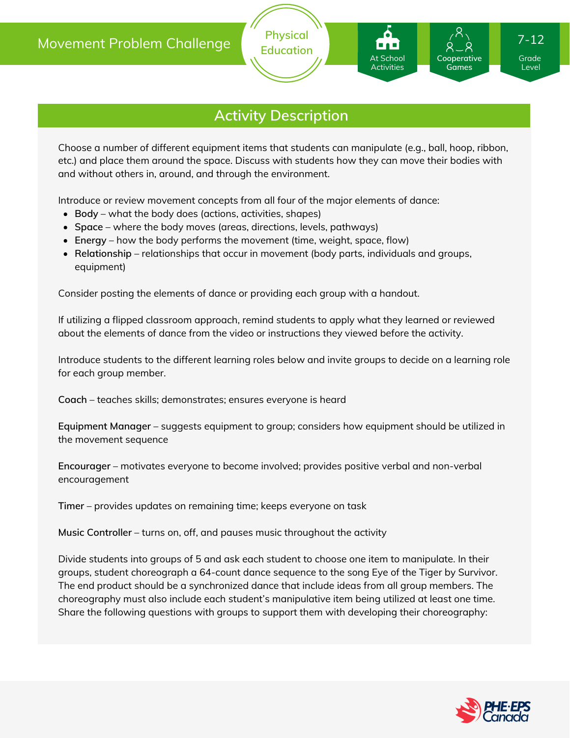# Movement Problem Challenge

Physical Education

At School Activities

Cooperative Games

7-12 Grade Level

## Activity Description

Choose a number of different equipment items that students can manipulate (e.g., ball, hoop, ribbon, etc.) and place them around the space. Discuss with students how they can move their bodies with and without others in, around, and through the environment.

Introduce or review movement concepts from all four of the major elements of dance:

- **Body** – what the body does (actions, activities, shapes)
- **Space** – where the body moves (areas, directions, levels, pathways)
- **Energy** – how the body performs the movement (time, weight, space, flow)
- **Relationship** – relationships that occur in movement (body parts, individuals and groups, equipment)

Consider posting the elements of dance or providing each group with a handout.

If utilizing a flipped classroom approach, remind students to apply what they learned or reviewed about the elements of dance from the video or instructions they viewed before the activity.

Introduce students to the different learning roles below and invite groups to decide on a learning role for each group member.

**Coach** – teaches skills; demonstrates; ensures everyone is heard

**Equipment Manager** – suggests equipment to group; considers how equipment should be utilized in the movement sequence

**Encourager** – motivates everyone to become involved; provides positive verbal and non-verbal encouragement

**Timer** – provides updates on remaining time; keeps everyone on task

**Music Controller** – turns on, off, and pauses music throughout the activity

Divide students into groups of 5 and ask each student to choose one item to manipulate. In their groups, student choreograph a 64-count dance sequence to the song Eye of the Tiger by Survivor. The end product should be a synchronized dance that include ideas from all group members. The choreography must also include each student's manipulative item being utilized at least one time. Share the following questions with groups to support them with developing their choreography: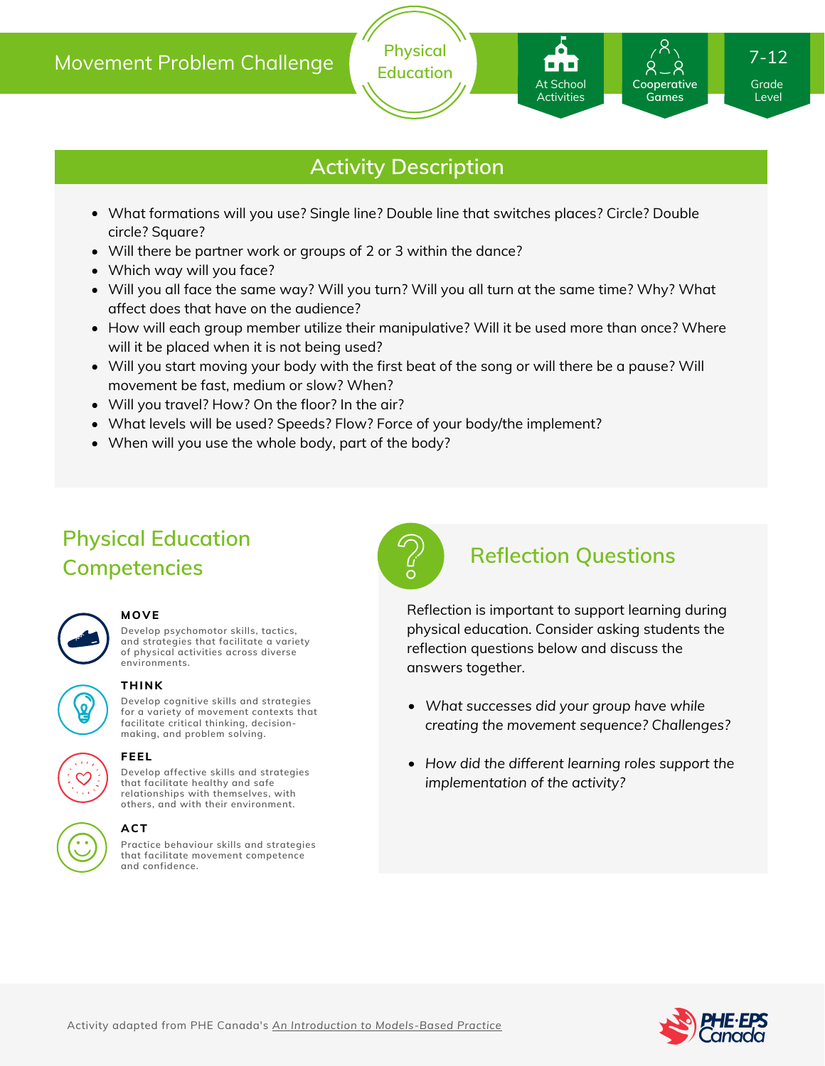# Movement Problem Challenge

Physical Education

At School Activities | Cooperative Games | 7-12 Grade Level

## Activity Description

- What formations will you use? Single line? Double line that switches places? Circle? Double circle? Square?
- Will there be partner work or groups of 2 or 3 within the dance?
- Which way will you face?
- Will you all face the same way? Will you turn? Will you all turn at the same time? Why? What affect does that have on the audience?
- How will each group member utilize their manipulative? Will it be used more than once? Where will it be placed when it is not being used?
- Will you start moving your body with the first beat of the song or will there be a pause? Will movement be fast, medium or slow? When?
- Will you travel? How? On the floor? In the air?
- What levels will be used? Speeds? Flow? Force of your body/the implement?
- When will you use the whole body, part of the body?

## Physical Education Competencies

**MOVE**
Develop psychomotor skills, tactics, and strategies that facilitate a variety of physical activities across diverse environments.

**THINK**
Develop cognitive skills and strategies for a variety of movement contexts that facilitate critical thinking, decision-making, and problem solving.

**FEEL**
Develop affective skills and strategies that facilitate healthy and safe relationships with themselves, with others, and with their environment.

**ACT**
Practice behaviour skills and strategies that facilitate movement competence and confidence.

## Reflection Questions

Reflection is important to support learning during physical education. Consider asking students the reflection questions below and discuss the answers together.

- *What successes did your group have while creating the movement sequence? Challenges?*
- *How did the different learning roles support the implementation of the activity?*

Activity adapted from PHE Canada's An Introduction to Models-Based Practice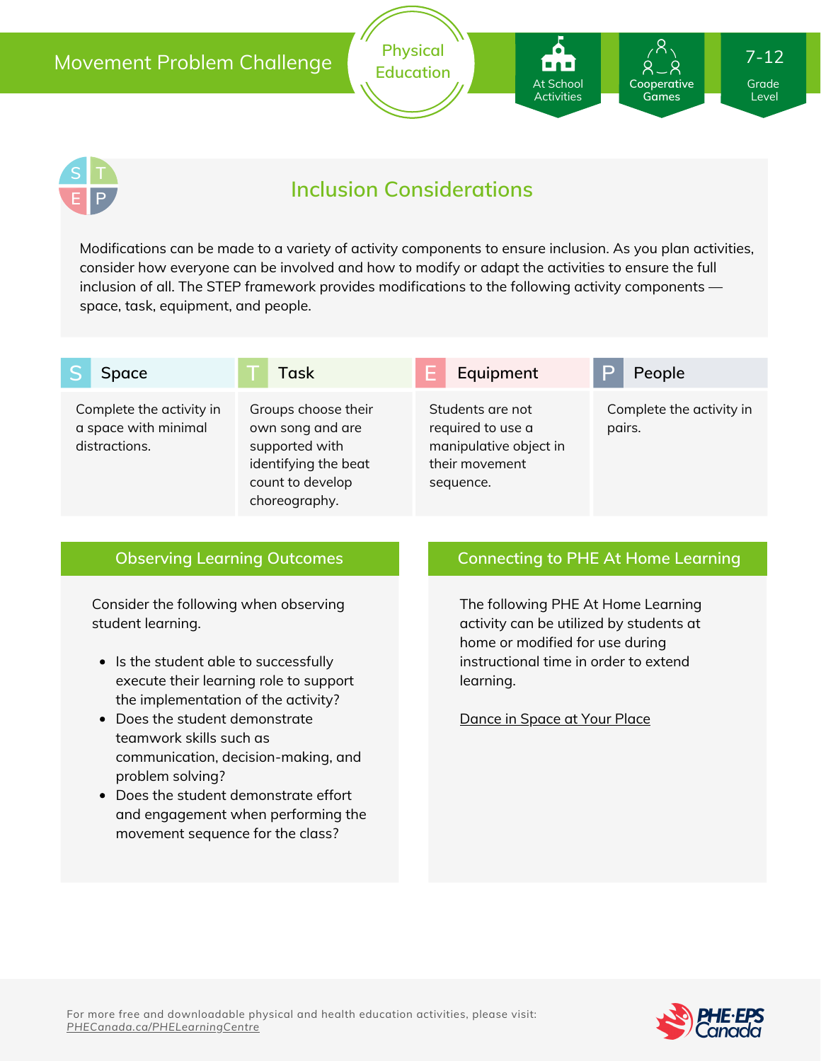# Inclusion Considerations

Modifications can be made to a variety of activity components to ensure inclusion. As you plan activities, consider how everyone can be involved and how to modify or adapt the activities to ensure the full inclusion of all. The STEP framework provides modifications to the following activity components — space, task, equipment, and people.

| S Space | T Task | E Equipment | P People |
|---|---|---|---|
| Complete the activity in a space with minimal distractions. | Groups choose their own song and are supported with identifying the beat count to develop choreography. | Students are not required to use a manipulative object in their movement sequence. | Complete the activity in pairs. |

## Observing Learning Outcomes

Consider the following when observing student learning.

- Is the student able to successfully execute their learning role to support the implementation of the activity?
- Does the student demonstrate teamwork skills such as communication, decision-making, and problem solving?
- Does the student demonstrate effort and engagement when performing the movement sequence for the class?

## Connecting to PHE At Home Learning

The following PHE At Home Learning activity can be utilized by students at home or modified for use during instructional time in order to extend learning.

Dance in Space at Your Place